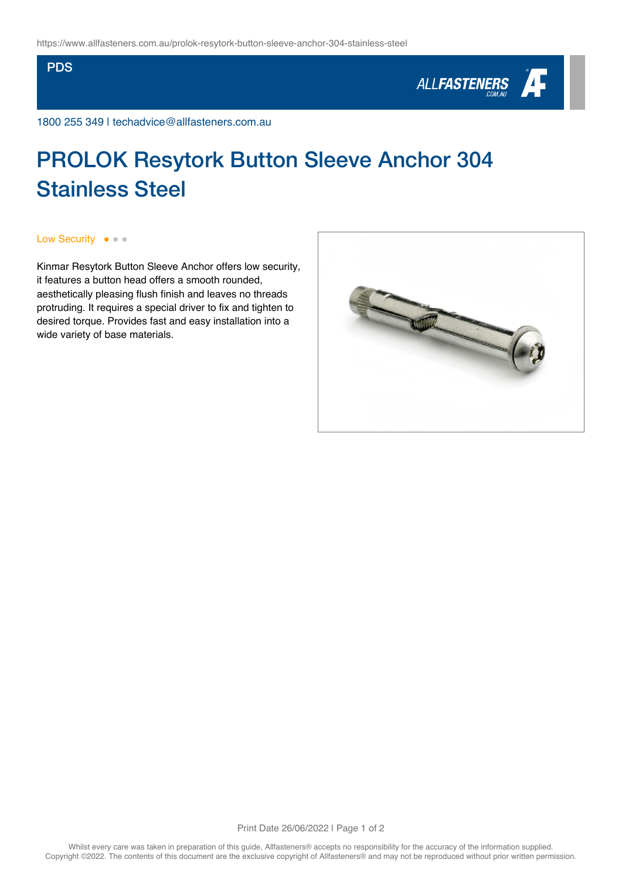https://www.allfasteners.com.au/prolok-resytork-button-sleeve-anchor-304-stainless-steel

PDS

ALLFASTENERS .COM.AU

1800 255 349 | techadvice@allfasteners.com.au

# PROLOK Resytork Button Sleeve Anchor 304 Stainless Steel

Low Security

Kinmar Resytork Button Sleeve Anchor offers low security, it features a button head offers a smooth rounded, aesthetically pleasing flush finish and leaves no threads protruding. It requires a special driver to fix and tighten to desired torque. Provides fast and easy installation into a wide variety of base materials.

Whilst every care was taken in preparation of this guide, Allfasteners® accepts no responsibility for the accuracy of the information supplied.
Copyright ©2022. The contents of this document are the exclusive copyright of Allfasteners® and may not be reproduced without prior written permission.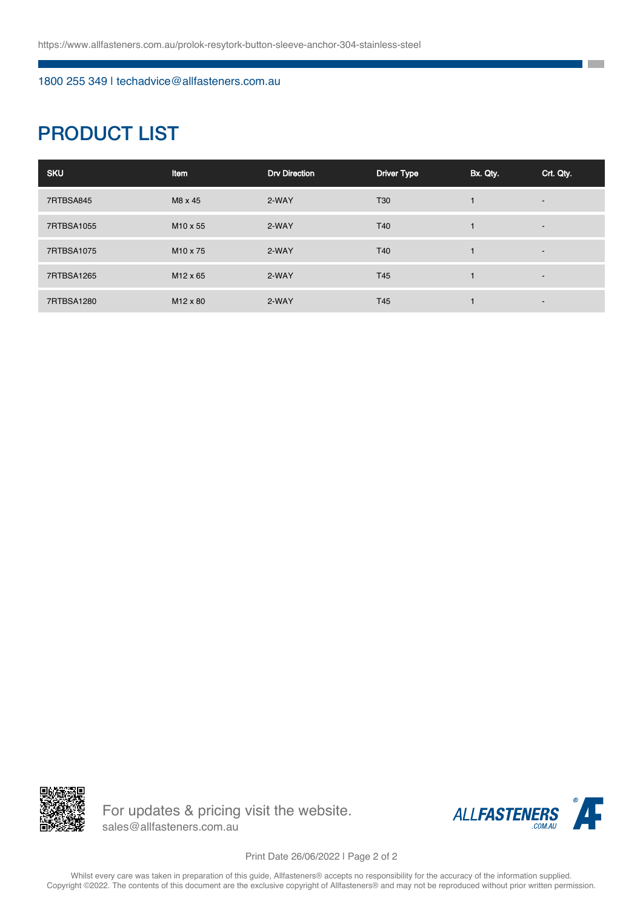https://www.allfasteners.com.au/prolok-resytork-button-sleeve-anchor-304-stainless-steel

1800 255 349 | techadvice@allfasteners.com.au

# PRODUCT LIST

| SKU | Item | Drv Direction | Driver Type | Bx. Qty. | Crt. Qty. |
|---|---|---|---|---|---|
| 7RTBSA845 | M8 x 45 | 2-WAY | T30 | 1 | - |
| 7RTBSA1055 | M10 x 55 | 2-WAY | T40 | 1 | - |
| 7RTBSA1075 | M10 x 75 | 2-WAY | T40 | 1 | - |
| 7RTBSA1265 | M12 x 65 | 2-WAY | T45 | 1 | - |
| 7RTBSA1280 | M12 x 80 | 2-WAY | T45 | 1 | - |

For updates & pricing visit the website.
sales@allfasteners.com.au

Print Date 26/06/2022

Whilst every care was taken in preparation of this guide, Allfasteners® accepts no responsibility for the accuracy of the information supplied.
Copyright ©2022. The contents of this document are the exclusive copyright of Allfasteners® and may not be reproduced without prior written permission.